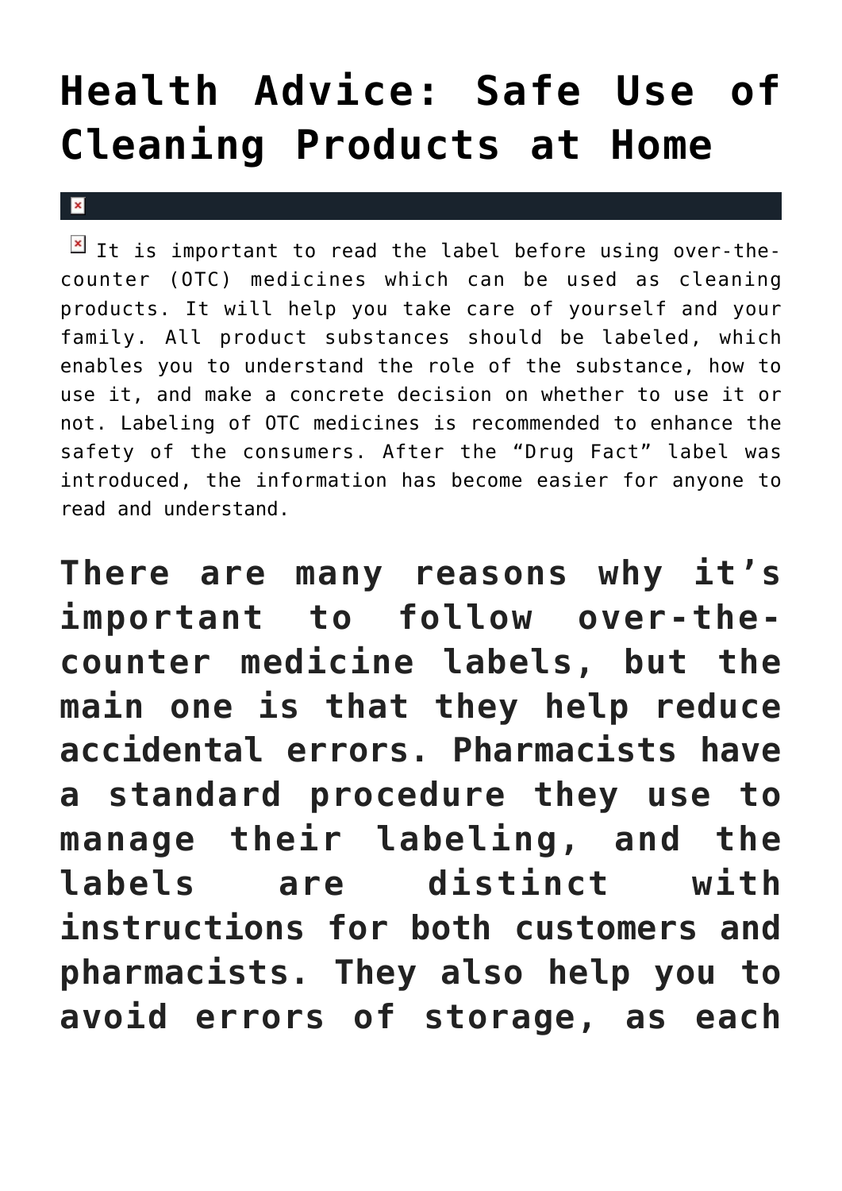# Health Advice: Safe Use of Cleaning Products at Home

It is important to read the label before using over-the-counter (OTC) medicines which can be used as cleaning products. It will help you take care of yourself and your family. All product substances should be labeled, which enables you to understand the role of the substance, how to use it, and make a concrete decision on whether to use it or not. Labeling of OTC medicines is recommended to enhance the safety of the consumers. After the "Drug Fact" label was introduced, the information has become easier for anyone to read and understand.

## There are many reasons why it's important to follow over-the-counter medicine labels, but the main one is that they help reduce accidental errors. Pharmacists have a standard procedure they use to manage their labeling, and the labels are distinct with instructions for both customers and pharmacists. They also help you to avoid errors of storage, as each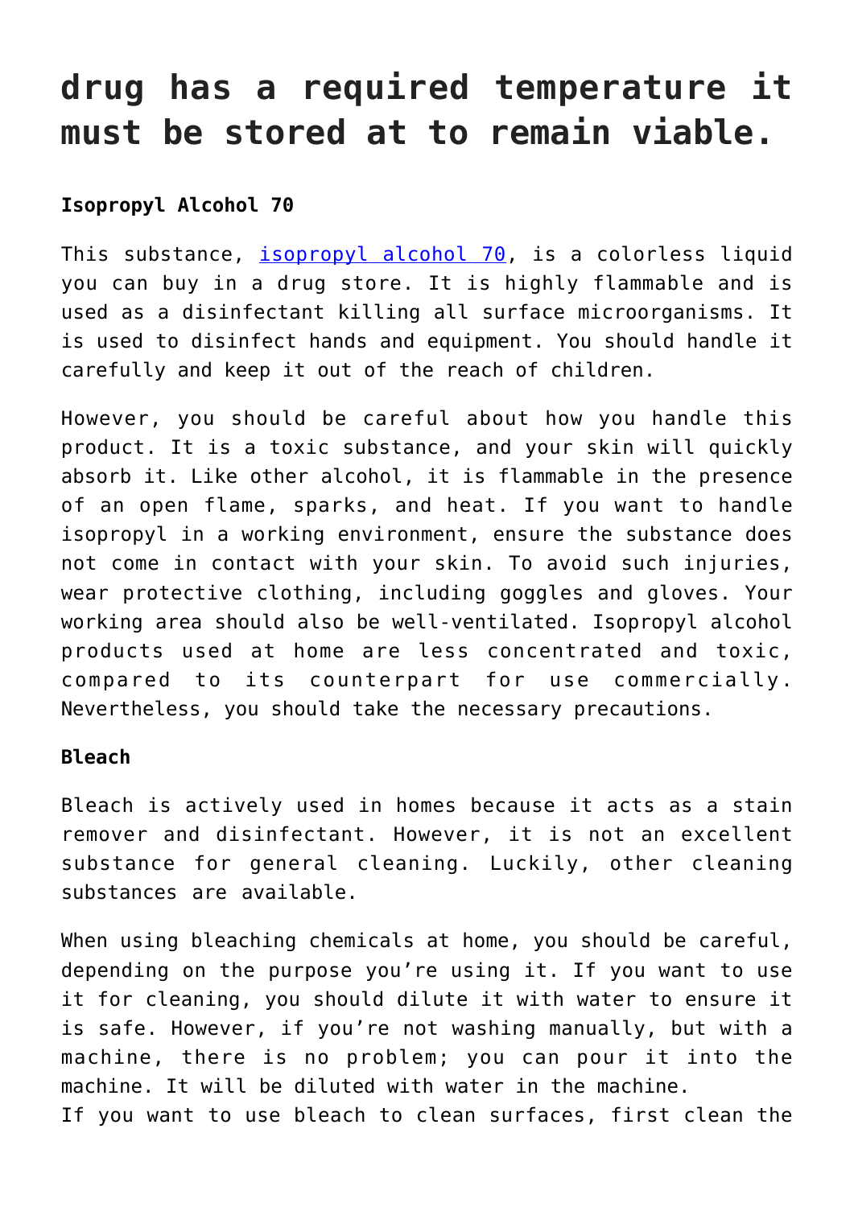# drug has a required temperature it must be stored at to remain viable.

**Isopropyl Alcohol 70**

This substance, [isopropyl alcohol 70](), is a colorless liquid you can buy in a drug store. It is highly flammable and is used as a disinfectant killing all surface microorganisms. It is used to disinfect hands and equipment. You should handle it carefully and keep it out of the reach of children.

However, you should be careful about how you handle this product. It is a toxic substance, and your skin will quickly absorb it. Like other alcohol, it is flammable in the presence of an open flame, sparks, and heat. If you want to handle isopropyl in a working environment, ensure the substance does not come in contact with your skin. To avoid such injuries, wear protective clothing, including goggles and gloves. Your working area should also be well-ventilated. Isopropyl alcohol products used at home are less concentrated and toxic, compared to its counterpart for use commercially. Nevertheless, you should take the necessary precautions.

**Bleach**

Bleach is actively used in homes because it acts as a stain remover and disinfectant. However, it is not an excellent substance for general cleaning. Luckily, other cleaning substances are available.

When using bleaching chemicals at home, you should be careful, depending on the purpose you're using it. If you want to use it for cleaning, you should dilute it with water to ensure it is safe. However, if you're not washing manually, but with a machine, there is no problem; you can pour it into the machine. It will be diluted with water in the machine.
If you want to use bleach to clean surfaces, first clean the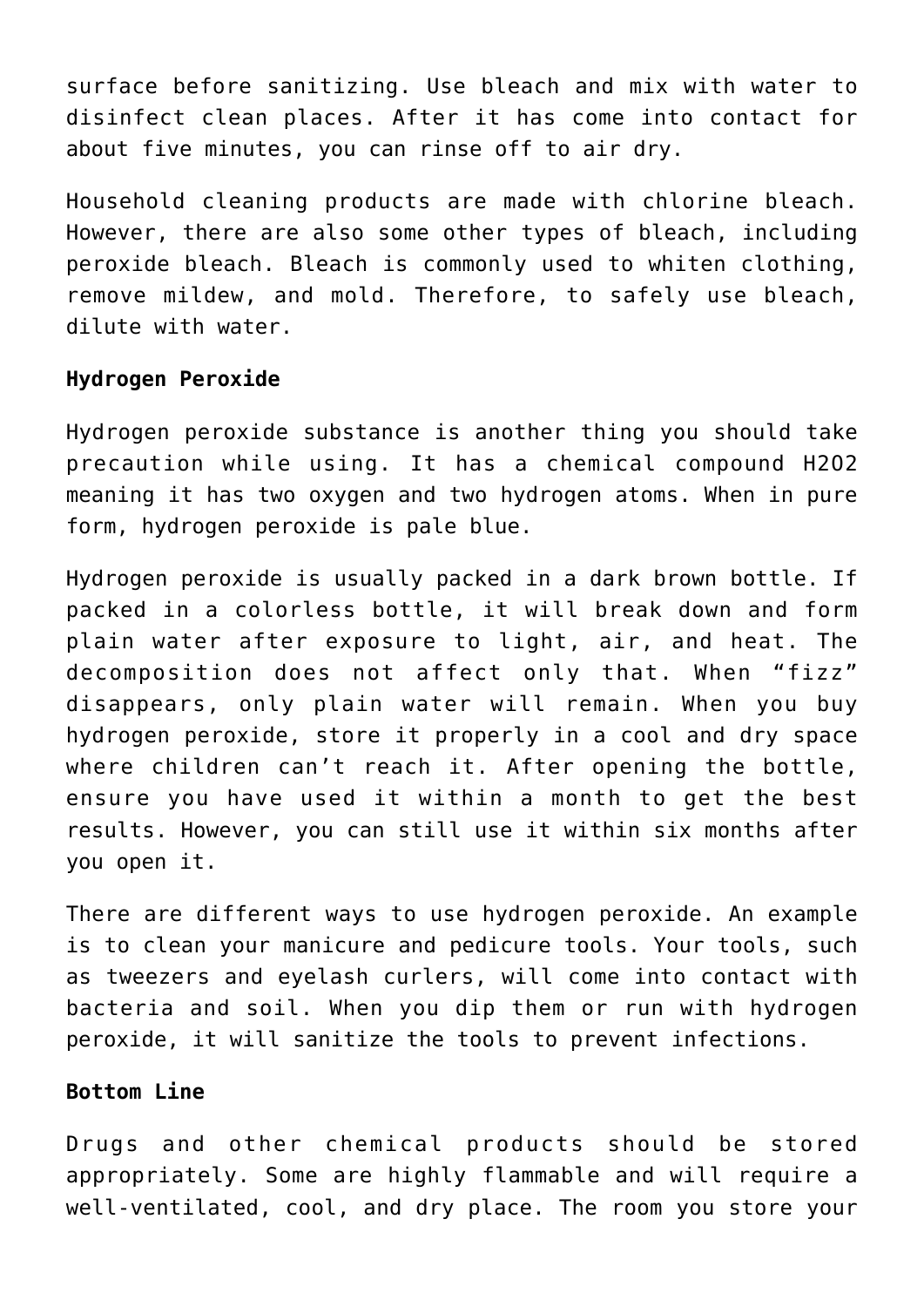surface before sanitizing. Use bleach and mix with water to disinfect clean places. After it has come into contact for about five minutes, you can rinse off to air dry.

Household cleaning products are made with chlorine bleach. However, there are also some other types of bleach, including peroxide bleach. Bleach is commonly used to whiten clothing, remove mildew, and mold. Therefore, to safely use bleach, dilute with water.

**Hydrogen Peroxide**

Hydrogen peroxide substance is another thing you should take precaution while using. It has a chemical compound $H_2O_2$ meaning it has two oxygen and two hydrogen atoms. When in pure form, hydrogen peroxide is pale blue.

Hydrogen peroxide is usually packed in a dark brown bottle. If packed in a colorless bottle, it will break down and form plain water after exposure to light, air, and heat. The decomposition does not affect only that. When "fizz" disappears, only plain water will remain. When you buy hydrogen peroxide, store it properly in a cool and dry space where children can't reach it. After opening the bottle, ensure you have used it within a month to get the best results. However, you can still use it within six months after you open it.

There are different ways to use hydrogen peroxide. An example is to clean your manicure and pedicure tools. Your tools, such as tweezers and eyelash curlers, will come into contact with bacteria and soil. When you dip them or run with hydrogen peroxide, it will sanitize the tools to prevent infections.

**Bottom Line**

Drugs and other chemical products should be stored appropriately. Some are highly flammable and will require a well-ventilated, cool, and dry place. The room you store your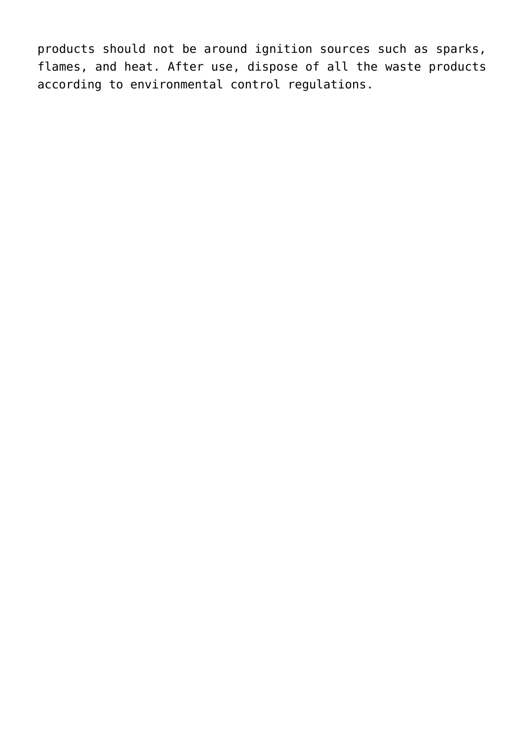products should not be around ignition sources such as sparks, flames, and heat. After use, dispose of all the waste products according to environmental control regulations.